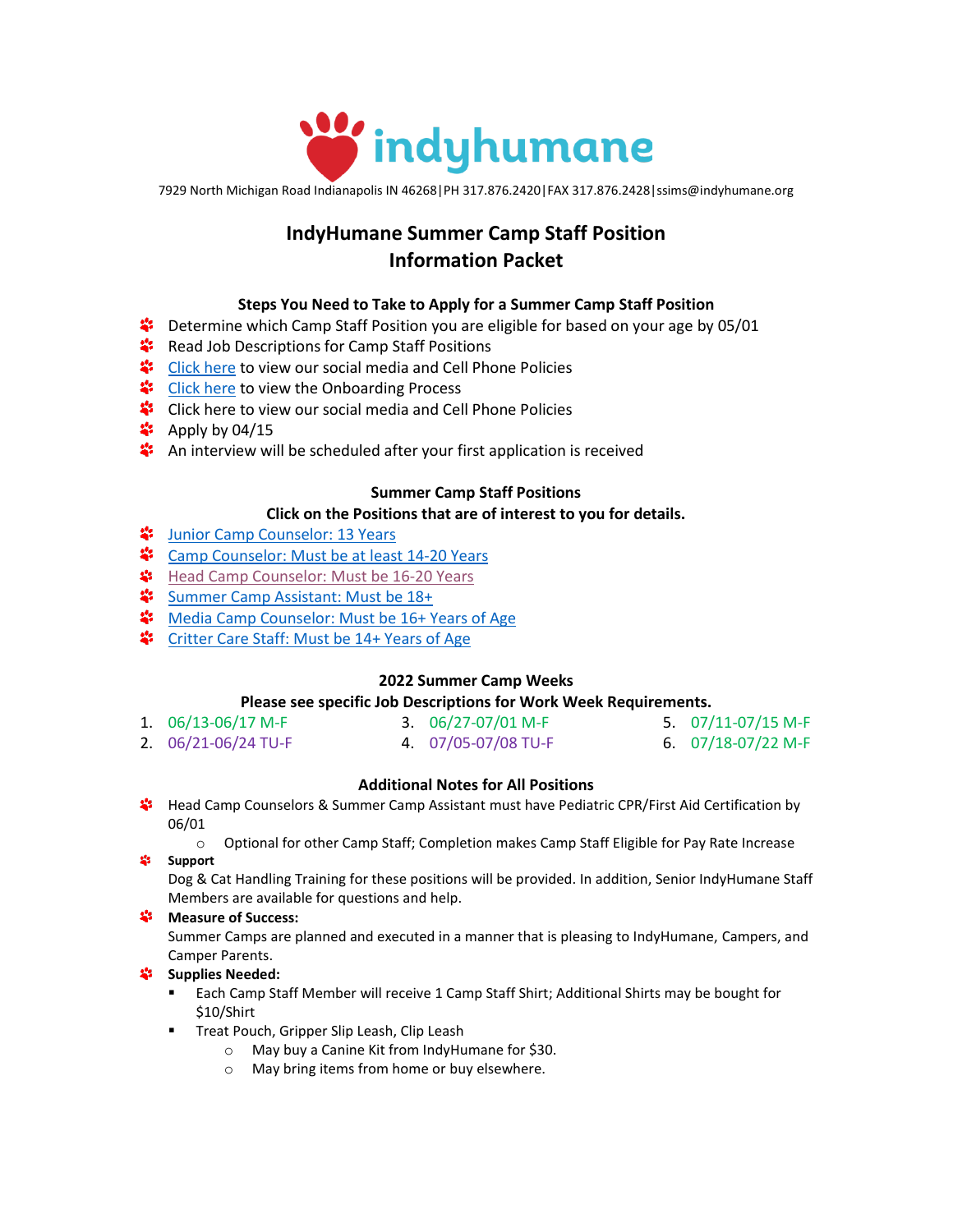indyhumane

7929 North Michigan Road Indianapolis IN 46268|PH 317.876.2420|FAX 317.876.2428|ssims@indyhumane.org

# IndyHumane Summer Camp Staff Position Information Packet

### Steps You Need to Take to Apply for a Summer Camp Staff Position

- Determine which Camp Staff Position you are eligible for based on your age by 05/01
- Read Job Descriptions for Camp Staff Positions
- Click here to view our social media and Cell Phone Policies
- Click here to view the Onboarding Process
- Click here to view our social media and Cell Phone Policies
- Apply by 04/15
- An interview will be scheduled after your first application is received

### Summer Camp Staff Positions

**Click on the Positions that are of interest to you for details.**

- Junior Camp Counselor: 13 Years
- Camp Counselor: Must be at least 14-20 Years
- Head Camp Counselor: Must be 16-20 Years
- Summer Camp Assistant: Must be 18+
- Media Camp Counselor: Must be 16+ Years of Age
- Critter Care Staff: Must be 14+ Years of Age

### 2022 Summer Camp Weeks

**Please see specific Job Descriptions for Work Week Requirements.**

1. 06/13-06/17 M-F
2. 06/21-06/24 TU-F
3. 06/27-07/01 M-F
4. 07/05-07/08 TU-F
5. 07/11-07/15 M-F
6. 07/18-07/22 M-F

### Additional Notes for All Positions

- Head Camp Counselors & Summer Camp Assistant must have Pediatric CPR/First Aid Certification by 06/01
  - Optional for other Camp Staff; Completion makes Camp Staff Eligible for Pay Rate Increase
- **Support**
  Dog & Cat Handling Training for these positions will be provided. In addition, Senior IndyHumane Staff Members are available for questions and help.
- **Measure of Success:**
  Summer Camps are planned and executed in a manner that is pleasing to IndyHumane, Campers, and Camper Parents.
- **Supplies Needed:**
  - Each Camp Staff Member will receive 1 Camp Staff Shirt; Additional Shirts may be bought for $10/Shirt
  - Treat Pouch, Gripper Slip Leash, Clip Leash
    - May buy a Canine Kit from IndyHumane for $30.
    - May bring items from home or buy elsewhere.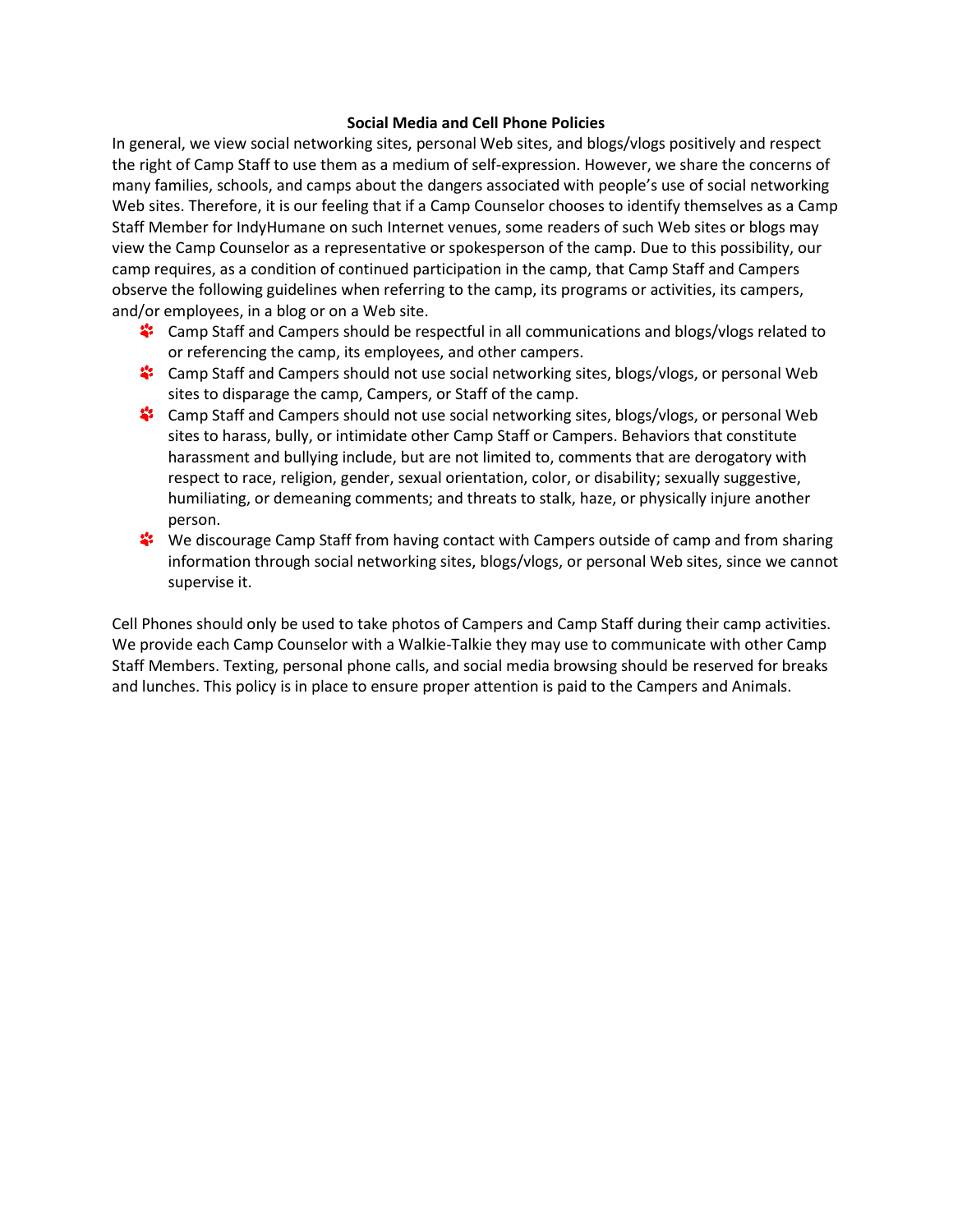## Social Media and Cell Phone Policies

In general, we view social networking sites, personal Web sites, and blogs/vlogs positively and respect the right of Camp Staff to use them as a medium of self-expression. However, we share the concerns of many families, schools, and camps about the dangers associated with people's use of social networking Web sites. Therefore, it is our feeling that if a Camp Counselor chooses to identify themselves as a Camp Staff Member for IndyHumane on such Internet venues, some readers of such Web sites or blogs may view the Camp Counselor as a representative or spokesperson of the camp. Due to this possibility, our camp requires, as a condition of continued participation in the camp, that Camp Staff and Campers observe the following guidelines when referring to the camp, its programs or activities, its campers, and/or employees, in a blog or on a Web site.

- Camp Staff and Campers should be respectful in all communications and blogs/vlogs related to or referencing the camp, its employees, and other campers.
- Camp Staff and Campers should not use social networking sites, blogs/vlogs, or personal Web sites to disparage the camp, Campers, or Staff of the camp.
- Camp Staff and Campers should not use social networking sites, blogs/vlogs, or personal Web sites to harass, bully, or intimidate other Camp Staff or Campers. Behaviors that constitute harassment and bullying include, but are not limited to, comments that are derogatory with respect to race, religion, gender, sexual orientation, color, or disability; sexually suggestive, humiliating, or demeaning comments; and threats to stalk, haze, or physically injure another person.
- We discourage Camp Staff from having contact with Campers outside of camp and from sharing information through social networking sites, blogs/vlogs, or personal Web sites, since we cannot supervise it.

Cell Phones should only be used to take photos of Campers and Camp Staff during their camp activities. We provide each Camp Counselor with a Walkie-Talkie they may use to communicate with other Camp Staff Members. Texting, personal phone calls, and social media browsing should be reserved for breaks and lunches. This policy is in place to ensure proper attention is paid to the Campers and Animals.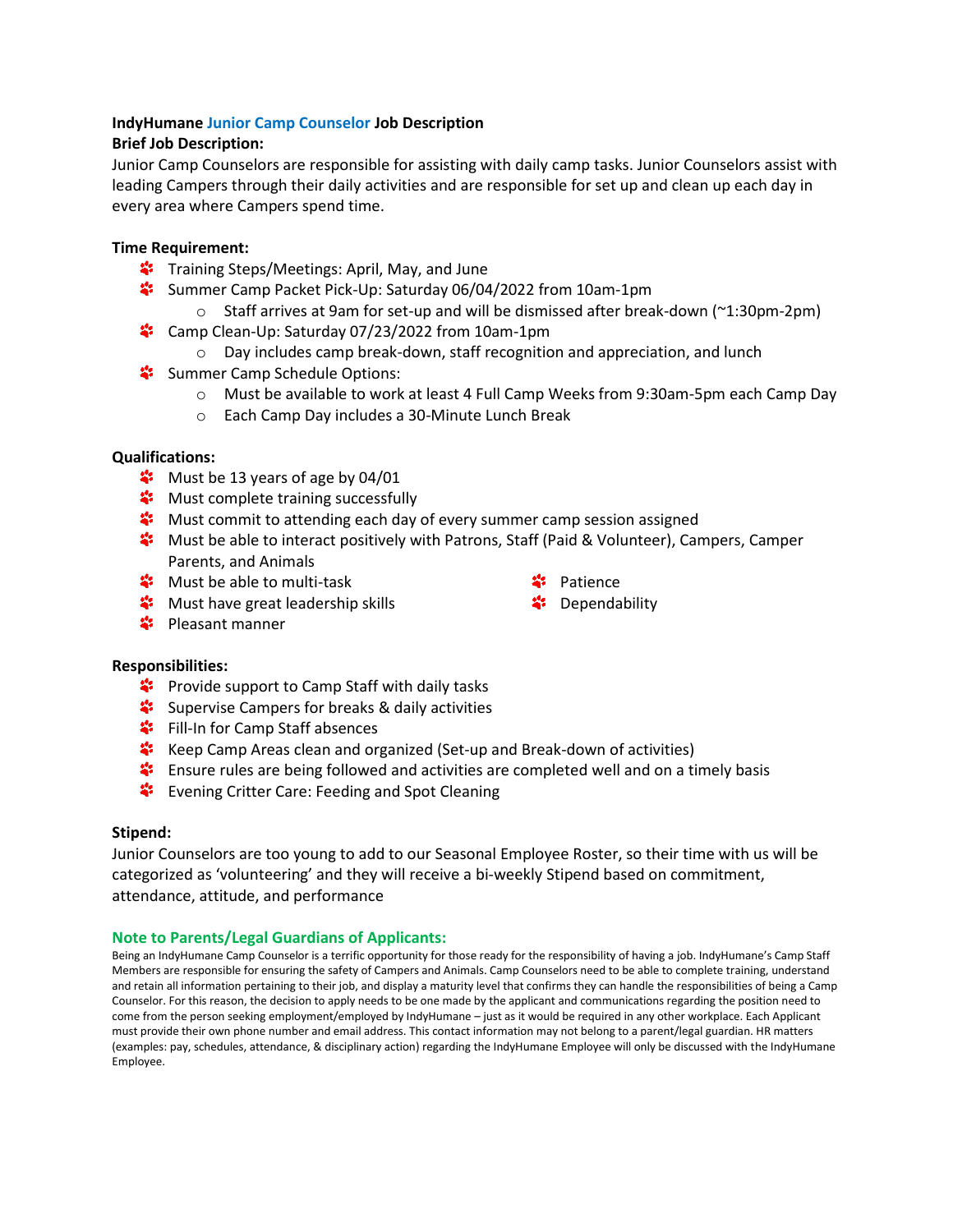**IndyHumane Junior Camp Counselor Job Description**

**Brief Job Description:**

Junior Camp Counselors are responsible for assisting with daily camp tasks. Junior Counselors assist with leading Campers through their daily activities and are responsible for set up and clean up each day in every area where Campers spend time.

**Time Requirement:**

- Training Steps/Meetings: April, May, and June
- Summer Camp Packet Pick-Up: Saturday 06/04/2022 from 10am-1pm
  - Staff arrives at 9am for set-up and will be dismissed after break-down (~1:30pm-2pm)
- Camp Clean-Up: Saturday 07/23/2022 from 10am-1pm
  - Day includes camp break-down, staff recognition and appreciation, and lunch
- Summer Camp Schedule Options:
  - Must be available to work at least 4 Full Camp Weeks from 9:30am-5pm each Camp Day
  - Each Camp Day includes a 30-Minute Lunch Break

**Qualifications:**

- Must be 13 years of age by 04/01
- Must complete training successfully
- Must commit to attending each day of every summer camp session assigned
- Must be able to interact positively with Patrons, Staff (Paid & Volunteer), Campers, Camper Parents, and Animals
- Must be able to multi-task
- Must have great leadership skills
- Pleasant manner
- Patience
- Dependability

**Responsibilities:**

- Provide support to Camp Staff with daily tasks
- Supervise Campers for breaks & daily activities
- Fill-In for Camp Staff absences
- Keep Camp Areas clean and organized (Set-up and Break-down of activities)
- Ensure rules are being followed and activities are completed well and on a timely basis
- Evening Critter Care: Feeding and Spot Cleaning

**Stipend:**

Junior Counselors are too young to add to our Seasonal Employee Roster, so their time with us will be categorized as 'volunteering' and they will receive a bi-weekly Stipend based on commitment, attendance, attitude, and performance

**Note to Parents/Legal Guardians of Applicants:**

Being an IndyHumane Camp Counselor is a terrific opportunity for those ready for the responsibility of having a job. IndyHumane's Camp Staff Members are responsible for ensuring the safety of Campers and Animals. Camp Counselors need to be able to complete training, understand and retain all information pertaining to their job, and display a maturity level that confirms they can handle the responsibilities of being a Camp Counselor. For this reason, the decision to apply needs to be one made by the applicant and communications regarding the position need to come from the person seeking employment/employed by IndyHumane – just as it would be required in any other workplace. Each Applicant must provide their own phone number and email address. This contact information may not belong to a parent/legal guardian. HR matters (examples: pay, schedules, attendance, & disciplinary action) regarding the IndyHumane Employee will only be discussed with the IndyHumane Employee.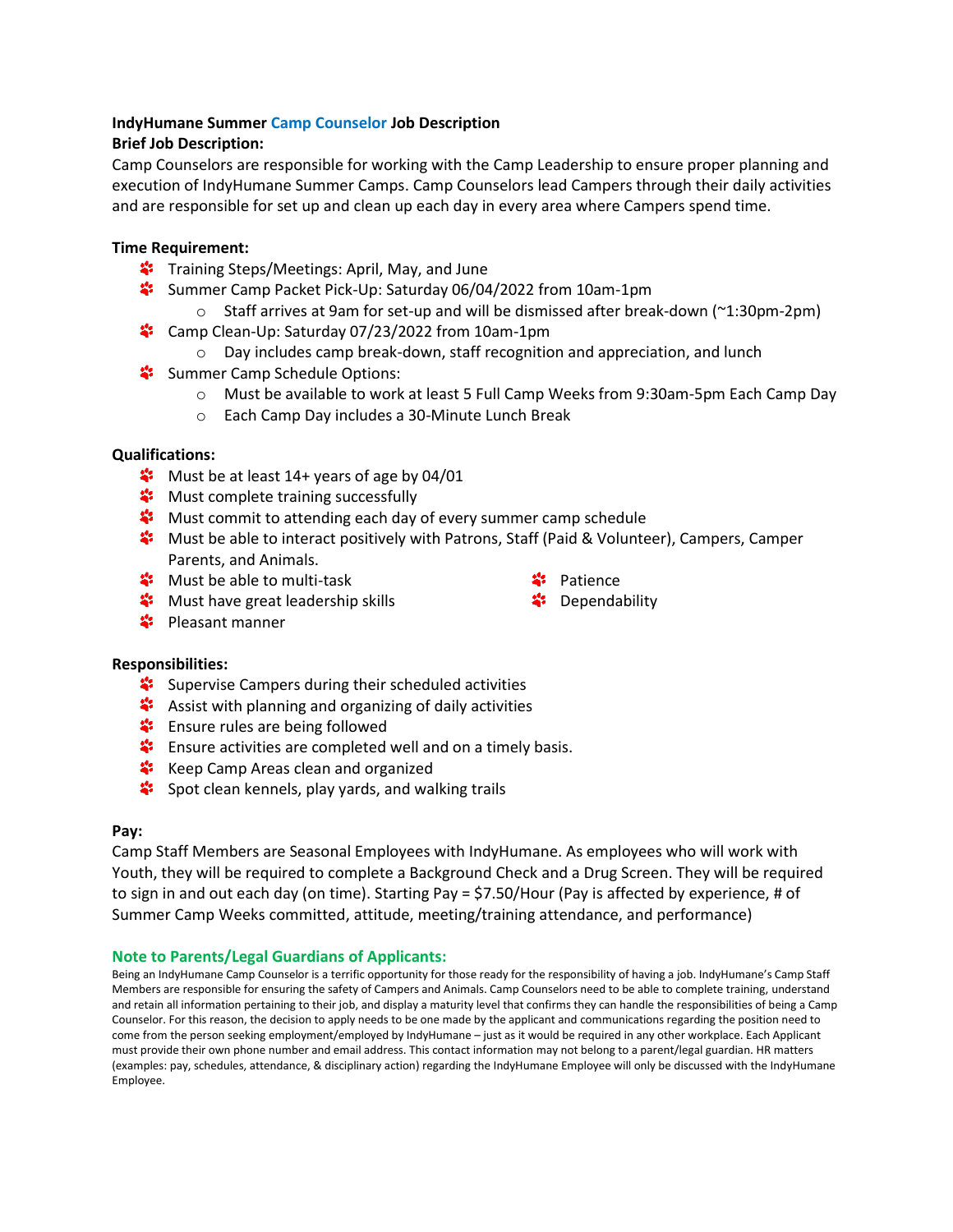**IndyHumane Summer Camp Counselor Job Description**

**Brief Job Description:**

Camp Counselors are responsible for working with the Camp Leadership to ensure proper planning and execution of IndyHumane Summer Camps. Camp Counselors lead Campers through their daily activities and are responsible for set up and clean up each day in every area where Campers spend time.

**Time Requirement:**

- Training Steps/Meetings: April, May, and June
- Summer Camp Packet Pick-Up: Saturday 06/04/2022 from 10am-1pm
  - Staff arrives at 9am for set-up and will be dismissed after break-down (~1:30pm-2pm)
- Camp Clean-Up: Saturday 07/23/2022 from 10am-1pm
  - Day includes camp break-down, staff recognition and appreciation, and lunch
- Summer Camp Schedule Options:
  - Must be available to work at least 5 Full Camp Weeks from 9:30am-5pm Each Camp Day
  - Each Camp Day includes a 30-Minute Lunch Break

**Qualifications:**

- Must be at least 14+ years of age by 04/01
- Must complete training successfully
- Must commit to attending each day of every summer camp schedule
- Must be able to interact positively with Patrons, Staff (Paid & Volunteer), Campers, Camper Parents, and Animals.
- Must be able to multi-task
- Must have great leadership skills
- Pleasant manner
- Patience
- Dependability

**Responsibilities:**

- Supervise Campers during their scheduled activities
- Assist with planning and organizing of daily activities
- Ensure rules are being followed
- Ensure activities are completed well and on a timely basis.
- Keep Camp Areas clean and organized
- Spot clean kennels, play yards, and walking trails

**Pay:**

Camp Staff Members are Seasonal Employees with IndyHumane. As employees who will work with Youth, they will be required to complete a Background Check and a Drug Screen. They will be required to sign in and out each day (on time). Starting Pay = $7.50/Hour (Pay is affected by experience, # of Summer Camp Weeks committed, attitude, meeting/training attendance, and performance)

**Note to Parents/Legal Guardians of Applicants:**

Being an IndyHumane Camp Counselor is a terrific opportunity for those ready for the responsibility of having a job. IndyHumane's Camp Staff Members are responsible for ensuring the safety of Campers and Animals. Camp Counselors need to be able to complete training, understand and retain all information pertaining to their job, and display a maturity level that confirms they can handle the responsibilities of being a Camp Counselor. For this reason, the decision to apply needs to be one made by the applicant and communications regarding the position need to come from the person seeking employment/employed by IndyHumane – just as it would be required in any other workplace. Each Applicant must provide their own phone number and email address. This contact information may not belong to a parent/legal guardian. HR matters (examples: pay, schedules, attendance, & disciplinary action) regarding the IndyHumane Employee will only be discussed with the IndyHumane Employee.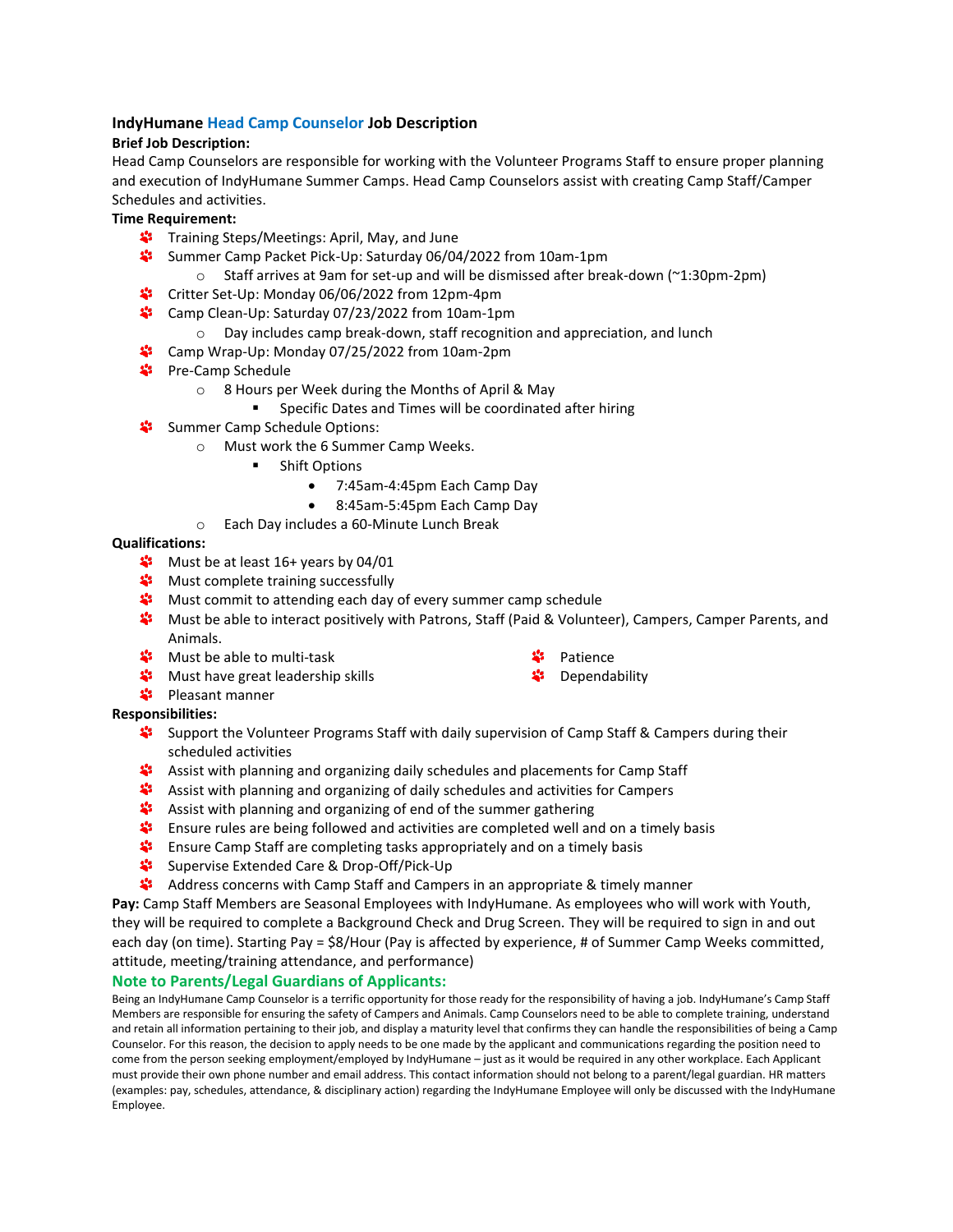### IndyHumane Head Camp Counselor Job Description

**Brief Job Description:**

Head Camp Counselors are responsible for working with the Volunteer Programs Staff to ensure proper planning and execution of IndyHumane Summer Camps. Head Camp Counselors assist with creating Camp Staff/Camper Schedules and activities.

**Time Requirement:**

- Training Steps/Meetings: April, May, and June
- Summer Camp Packet Pick-Up: Saturday 06/04/2022 from 10am-1pm
  - Staff arrives at 9am for set-up and will be dismissed after break-down (~1:30pm-2pm)
- Critter Set-Up: Monday 06/06/2022 from 12pm-4pm
- Camp Clean-Up: Saturday 07/23/2022 from 10am-1pm
  - Day includes camp break-down, staff recognition and appreciation, and lunch
- Camp Wrap-Up: Monday 07/25/2022 from 10am-2pm
- Pre-Camp Schedule
  - 8 Hours per Week during the Months of April & May
    - Specific Dates and Times will be coordinated after hiring
- Summer Camp Schedule Options:
  - Must work the 6 Summer Camp Weeks.
    - Shift Options
      - 7:45am-4:45pm Each Camp Day
      - 8:45am-5:45pm Each Camp Day
  - Each Day includes a 60-Minute Lunch Break

**Qualifications:**

- Must be at least 16+ years by 04/01
- Must complete training successfully
- Must commit to attending each day of every summer camp schedule
- Must be able to interact positively with Patrons, Staff (Paid & Volunteer), Campers, Camper Parents, and Animals.
- Must be able to multi-task
- Must have great leadership skills
- Pleasant manner
- Patience
- Dependability

**Responsibilities:**

- Support the Volunteer Programs Staff with daily supervision of Camp Staff & Campers during their scheduled activities
- Assist with planning and organizing daily schedules and placements for Camp Staff
- Assist with planning and organizing of daily schedules and activities for Campers
- Assist with planning and organizing of end of the summer gathering
- Ensure rules are being followed and activities are completed well and on a timely basis
- Ensure Camp Staff are completing tasks appropriately and on a timely basis
- Supervise Extended Care & Drop-Off/Pick-Up
- Address concerns with Camp Staff and Campers in an appropriate & timely manner

**Pay:** Camp Staff Members are Seasonal Employees with IndyHumane. As employees who will work with Youth, they will be required to complete a Background Check and Drug Screen. They will be required to sign in and out each day (on time). Starting Pay = $8/Hour (Pay is affected by experience, # of Summer Camp Weeks committed, attitude, meeting/training attendance, and performance)

### Note to Parents/Legal Guardians of Applicants:

Being an IndyHumane Camp Counselor is a terrific opportunity for those ready for the responsibility of having a job. IndyHumane's Camp Staff Members are responsible for ensuring the safety of Campers and Animals. Camp Counselors need to be able to complete training, understand and retain all information pertaining to their job, and display a maturity level that confirms they can handle the responsibilities of being a Camp Counselor. For this reason, the decision to apply needs to be one made by the applicant and communications regarding the position need to come from the person seeking employment/employed by IndyHumane – just as it would be required in any other workplace. Each Applicant must provide their own phone number and email address. This contact information should not belong to a parent/legal guardian. HR matters (examples: pay, schedules, attendance, & disciplinary action) regarding the IndyHumane Employee will only be discussed with the IndyHumane Employee.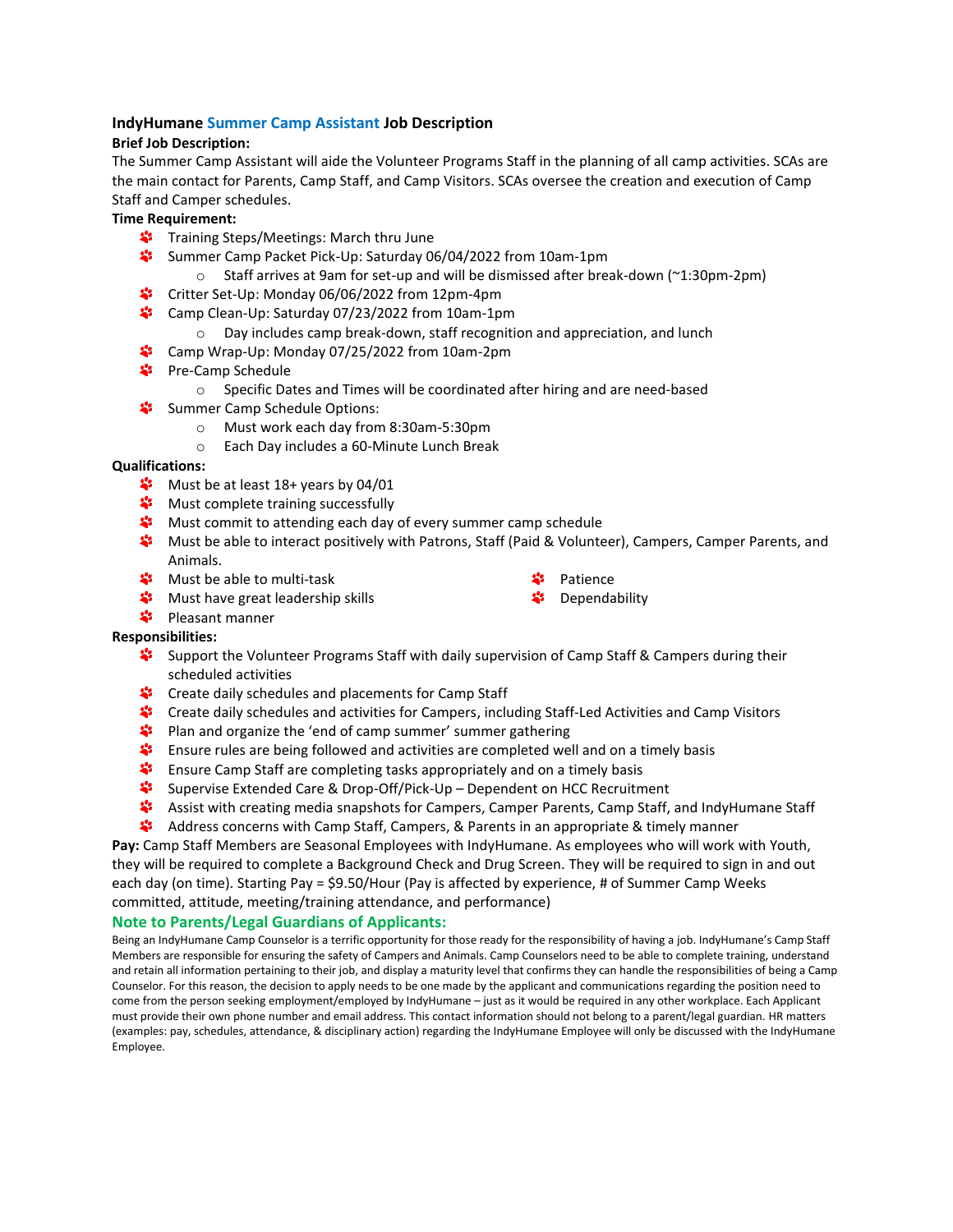### IndyHumane Summer Camp Assistant Job Description

**Brief Job Description:**

The Summer Camp Assistant will aide the Volunteer Programs Staff in the planning of all camp activities. SCAs are the main contact for Parents, Camp Staff, and Camp Visitors. SCAs oversee the creation and execution of Camp Staff and Camper schedules.

**Time Requirement:**

- Training Steps/Meetings: March thru June
- Summer Camp Packet Pick-Up: Saturday 06/04/2022 from 10am-1pm
  - Staff arrives at 9am for set-up and will be dismissed after break-down (~1:30pm-2pm)
- Critter Set-Up: Monday 06/06/2022 from 12pm-4pm
- Camp Clean-Up: Saturday 07/23/2022 from 10am-1pm
  - Day includes camp break-down, staff recognition and appreciation, and lunch
- Camp Wrap-Up: Monday 07/25/2022 from 10am-2pm
- Pre-Camp Schedule
  - Specific Dates and Times will be coordinated after hiring and are need-based
- Summer Camp Schedule Options:
  - Must work each day from 8:30am-5:30pm
  - Each Day includes a 60-Minute Lunch Break

**Qualifications:**

- Must be at least 18+ years by 04/01
- Must complete training successfully
- Must commit to attending each day of every summer camp schedule
- Must be able to interact positively with Patrons, Staff (Paid & Volunteer), Campers, Camper Parents, and Animals.
- Must be able to multi-task
- Must have great leadership skills
- Pleasant manner
- Patience
- Dependability

**Responsibilities:**

- Support the Volunteer Programs Staff with daily supervision of Camp Staff & Campers during their scheduled activities
- Create daily schedules and placements for Camp Staff
- Create daily schedules and activities for Campers, including Staff-Led Activities and Camp Visitors
- Plan and organize the 'end of camp summer' summer gathering
- Ensure rules are being followed and activities are completed well and on a timely basis
- Ensure Camp Staff are completing tasks appropriately and on a timely basis
- Supervise Extended Care & Drop-Off/Pick-Up – Dependent on HCC Recruitment
- Assist with creating media snapshots for Campers, Camper Parents, Camp Staff, and IndyHumane Staff
- Address concerns with Camp Staff, Campers, & Parents in an appropriate & timely manner

**Pay:** Camp Staff Members are Seasonal Employees with IndyHumane. As employees who will work with Youth, they will be required to complete a Background Check and Drug Screen. They will be required to sign in and out each day (on time). Starting Pay = $9.50/Hour (Pay is affected by experience, # of Summer Camp Weeks committed, attitude, meeting/training attendance, and performance)

#### Note to Parents/Legal Guardians of Applicants:

Being an IndyHumane Camp Counselor is a terrific opportunity for those ready for the responsibility of having a job. IndyHumane's Camp Staff Members are responsible for ensuring the safety of Campers and Animals. Camp Counselors need to be able to complete training, understand and retain all information pertaining to their job, and display a maturity level that confirms they can handle the responsibilities of being a Camp Counselor. For this reason, the decision to apply needs to be one made by the applicant and communications regarding the position need to come from the person seeking employment/employed by IndyHumane – just as it would be required in any other workplace. Each Applicant must provide their own phone number and email address. This contact information should not belong to a parent/legal guardian. HR matters (examples: pay, schedules, attendance, & disciplinary action) regarding the IndyHumane Employee will only be discussed with the IndyHumane Employee.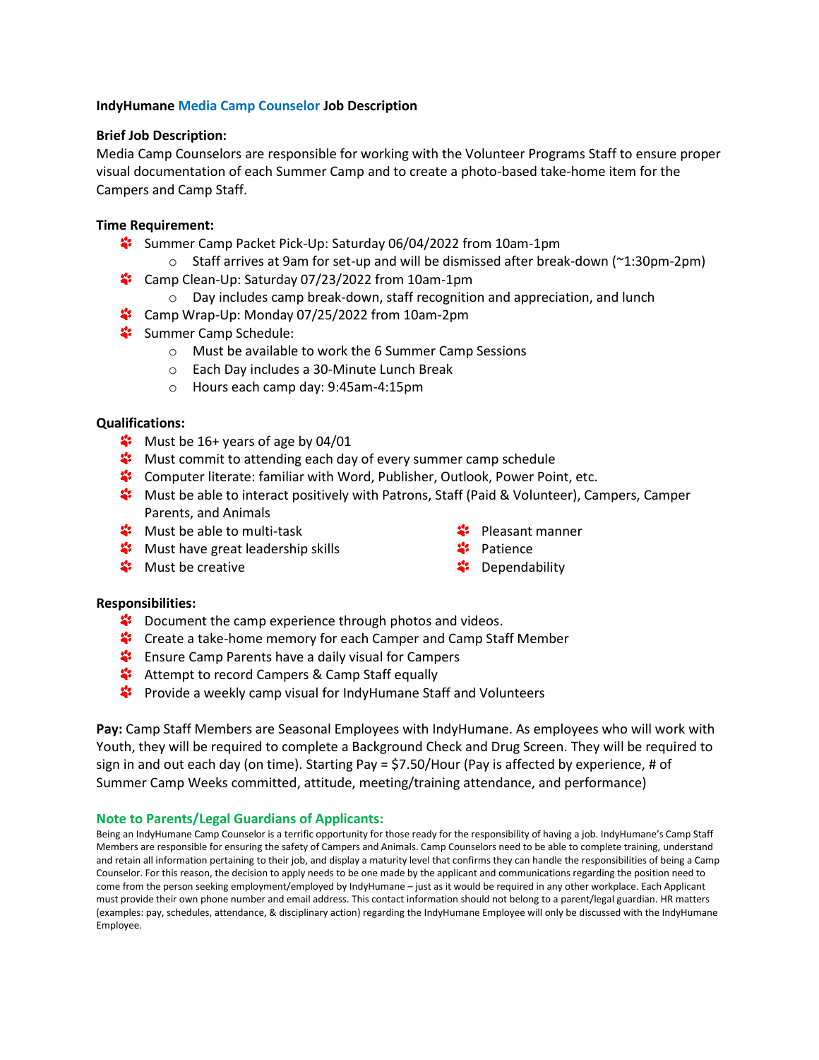**IndyHumane Media Camp Counselor Job Description**

**Brief Job Description:**
Media Camp Counselors are responsible for working with the Volunteer Programs Staff to ensure proper visual documentation of each Summer Camp and to create a photo-based take-home item for the Campers and Camp Staff.

**Time Requirement:**

- Summer Camp Packet Pick-Up: Saturday 06/04/2022 from 10am-1pm
  - Staff arrives at 9am for set-up and will be dismissed after break-down (~1:30pm-2pm)
- Camp Clean-Up: Saturday 07/23/2022 from 10am-1pm
  - Day includes camp break-down, staff recognition and appreciation, and lunch
- Camp Wrap-Up: Monday 07/25/2022 from 10am-2pm
- Summer Camp Schedule:
  - Must be available to work the 6 Summer Camp Sessions
  - Each Day includes a 30-Minute Lunch Break
  - Hours each camp day: 9:45am-4:15pm

**Qualifications:**

- Must be 16+ years of age by 04/01
- Must commit to attending each day of every summer camp schedule
- Computer literate: familiar with Word, Publisher, Outlook, Power Point, etc.
- Must be able to interact positively with Patrons, Staff (Paid & Volunteer), Campers, Camper Parents, and Animals
- Must be able to multi-task
- Must have great leadership skills
- Must be creative
- Pleasant manner
- Patience
- Dependability

**Responsibilities:**

- Document the camp experience through photos and videos.
- Create a take-home memory for each Camper and Camp Staff Member
- Ensure Camp Parents have a daily visual for Campers
- Attempt to record Campers & Camp Staff equally
- Provide a weekly camp visual for IndyHumane Staff and Volunteers

**Pay:** Camp Staff Members are Seasonal Employees with IndyHumane. As employees who will work with Youth, they will be required to complete a Background Check and Drug Screen. They will be required to sign in and out each day (on time). Starting Pay = $7.50/Hour (Pay is affected by experience, # of Summer Camp Weeks committed, attitude, meeting/training attendance, and performance)

**Note to Parents/Legal Guardians of Applicants:**

Being an IndyHumane Camp Counselor is a terrific opportunity for those ready for the responsibility of having a job. IndyHumane's Camp Staff Members are responsible for ensuring the safety of Campers and Animals. Camp Counselors need to be able to complete training, understand and retain all information pertaining to their job, and display a maturity level that confirms they can handle the responsibilities of being a Camp Counselor. For this reason, the decision to apply needs to be one made by the applicant and communications regarding the position need to come from the person seeking employment/employed by IndyHumane – just as it would be required in any other workplace. Each Applicant must provide their own phone number and email address. This contact information should not belong to a parent/legal guardian. HR matters (examples: pay, schedules, attendance, & disciplinary action) regarding the IndyHumane Employee will only be discussed with the IndyHumane Employee.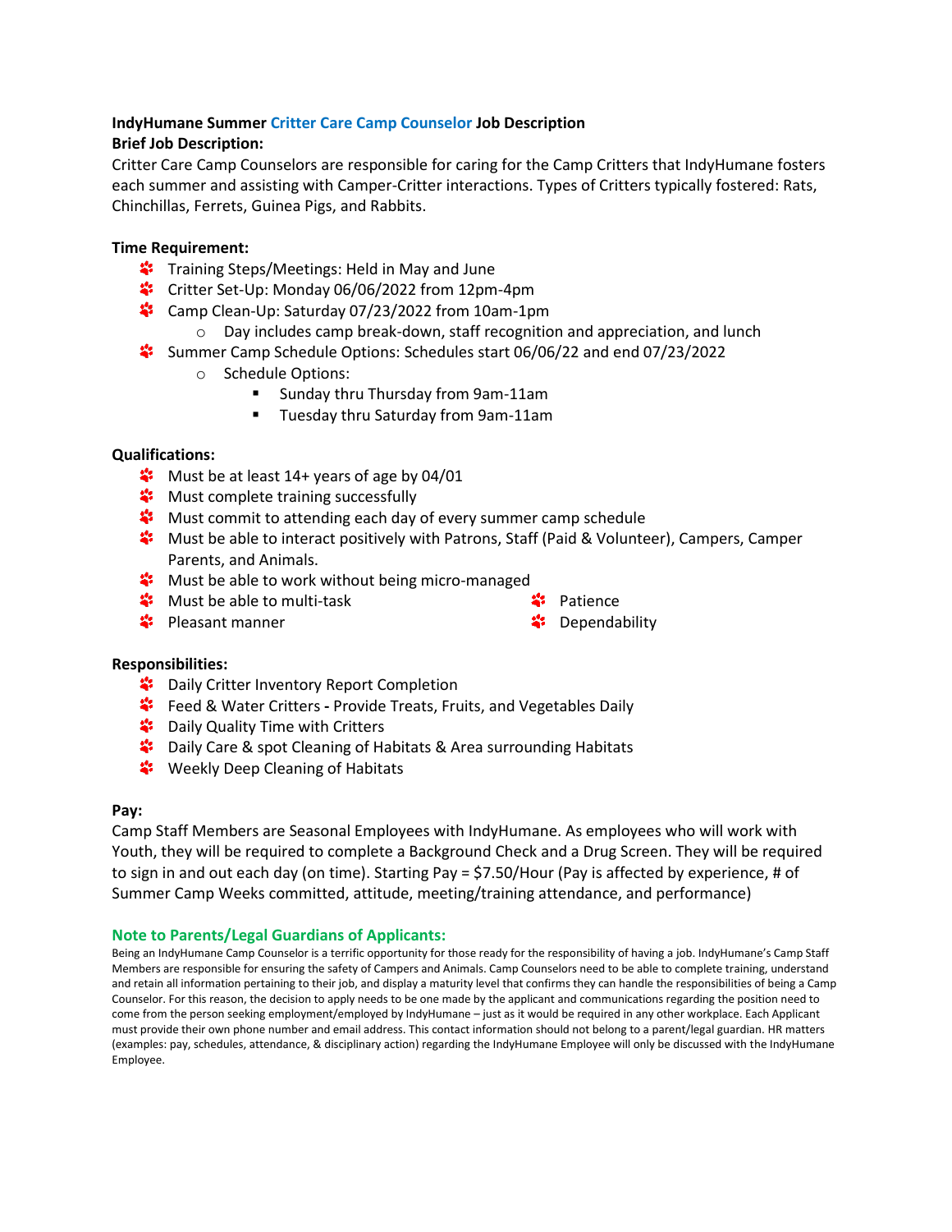**IndyHumane Summer Critter Care Camp Counselor Job Description**

**Brief Job Description:**

Critter Care Camp Counselors are responsible for caring for the Camp Critters that IndyHumane fosters each summer and assisting with Camper-Critter interactions. Types of Critters typically fostered: Rats, Chinchillas, Ferrets, Guinea Pigs, and Rabbits.

**Time Requirement:**

- Training Steps/Meetings: Held in May and June
- Critter Set-Up: Monday 06/06/2022 from 12pm-4pm
- Camp Clean-Up: Saturday 07/23/2022 from 10am-1pm
  - Day includes camp break-down, staff recognition and appreciation, and lunch
- Summer Camp Schedule Options: Schedules start 06/06/22 and end 07/23/2022
  - Schedule Options:
    - Sunday thru Thursday from 9am-11am
    - Tuesday thru Saturday from 9am-11am

**Qualifications:**

- Must be at least 14+ years of age by 04/01
- Must complete training successfully
- Must commit to attending each day of every summer camp schedule
- Must be able to interact positively with Patrons, Staff (Paid & Volunteer), Campers, Camper Parents, and Animals.
- Must be able to work without being micro-managed
- Must be able to multi-task
- Pleasant manner
- Patience
- Dependability

**Responsibilities:**

- Daily Critter Inventory Report Completion
- Feed & Water Critters **-** Provide Treats, Fruits, and Vegetables Daily
- Daily Quality Time with Critters
- Daily Care & spot Cleaning of Habitats & Area surrounding Habitats
- Weekly Deep Cleaning of Habitats

**Pay:**

Camp Staff Members are Seasonal Employees with IndyHumane. As employees who will work with Youth, they will be required to complete a Background Check and a Drug Screen. They will be required to sign in and out each day (on time). Starting Pay = $7.50/Hour (Pay is affected by experience, # of Summer Camp Weeks committed, attitude, meeting/training attendance, and performance)

**Note to Parents/Legal Guardians of Applicants:**

Being an IndyHumane Camp Counselor is a terrific opportunity for those ready for the responsibility of having a job. IndyHumane's Camp Staff Members are responsible for ensuring the safety of Campers and Animals. Camp Counselors need to be able to complete training, understand and retain all information pertaining to their job, and display a maturity level that confirms they can handle the responsibilities of being a Camp Counselor. For this reason, the decision to apply needs to be one made by the applicant and communications regarding the position need to come from the person seeking employment/employed by IndyHumane – just as it would be required in any other workplace. Each Applicant must provide their own phone number and email address. This contact information should not belong to a parent/legal guardian. HR matters (examples: pay, schedules, attendance, & disciplinary action) regarding the IndyHumane Employee will only be discussed with the IndyHumane Employee.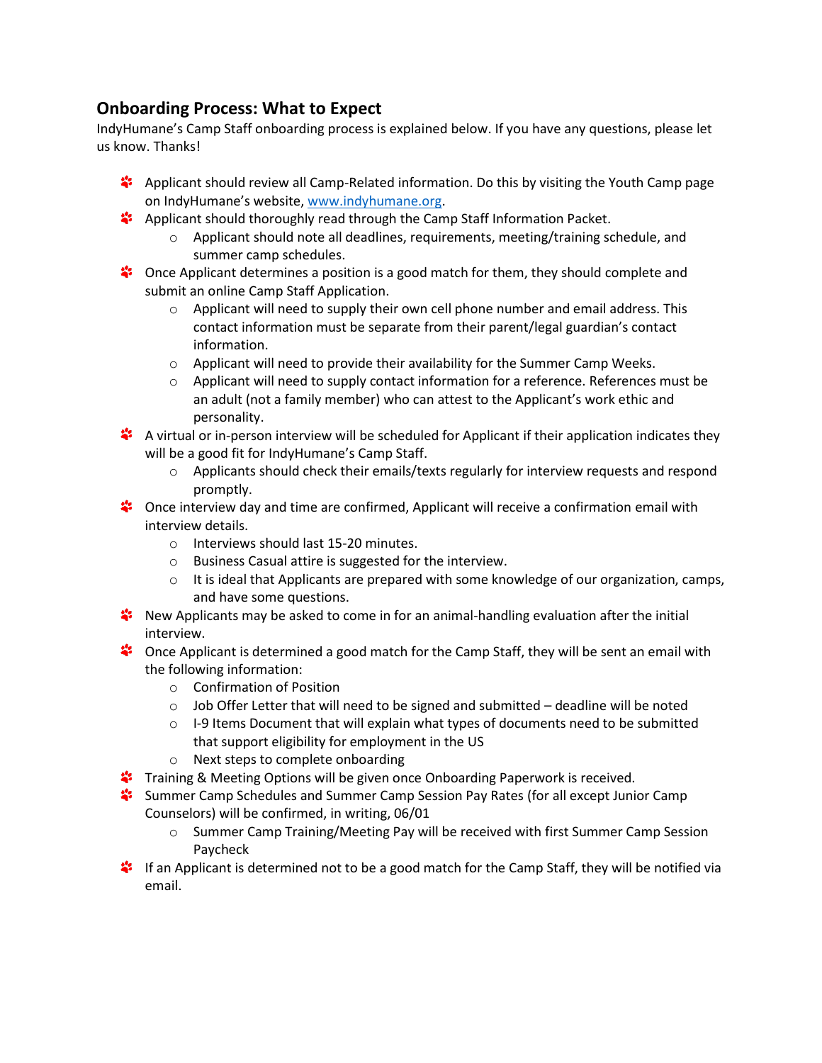## Onboarding Process: What to Expect

IndyHumane's Camp Staff onboarding process is explained below. If you have any questions, please let us know. Thanks!

- Applicant should review all Camp-Related information. Do this by visiting the Youth Camp page on IndyHumane's website, www.indyhumane.org.
- Applicant should thoroughly read through the Camp Staff Information Packet.
  - Applicant should note all deadlines, requirements, meeting/training schedule, and summer camp schedules.
- Once Applicant determines a position is a good match for them, they should complete and submit an online Camp Staff Application.
  - Applicant will need to supply their own cell phone number and email address. This contact information must be separate from their parent/legal guardian's contact information.
  - Applicant will need to provide their availability for the Summer Camp Weeks.
  - Applicant will need to supply contact information for a reference. References must be an adult (not a family member) who can attest to the Applicant's work ethic and personality.
- A virtual or in-person interview will be scheduled for Applicant if their application indicates they will be a good fit for IndyHumane's Camp Staff.
  - Applicants should check their emails/texts regularly for interview requests and respond promptly.
- Once interview day and time are confirmed, Applicant will receive a confirmation email with interview details.
  - Interviews should last 15-20 minutes.
  - Business Casual attire is suggested for the interview.
  - It is ideal that Applicants are prepared with some knowledge of our organization, camps, and have some questions.
- New Applicants may be asked to come in for an animal-handling evaluation after the initial interview.
- Once Applicant is determined a good match for the Camp Staff, they will be sent an email with the following information:
  - Confirmation of Position
  - Job Offer Letter that will need to be signed and submitted – deadline will be noted
  - I-9 Items Document that will explain what types of documents need to be submitted that support eligibility for employment in the US
  - Next steps to complete onboarding
- Training & Meeting Options will be given once Onboarding Paperwork is received.
- Summer Camp Schedules and Summer Camp Session Pay Rates (for all except Junior Camp Counselors) will be confirmed, in writing, 06/01
  - Summer Camp Training/Meeting Pay will be received with first Summer Camp Session Paycheck
- If an Applicant is determined not to be a good match for the Camp Staff, they will be notified via email.